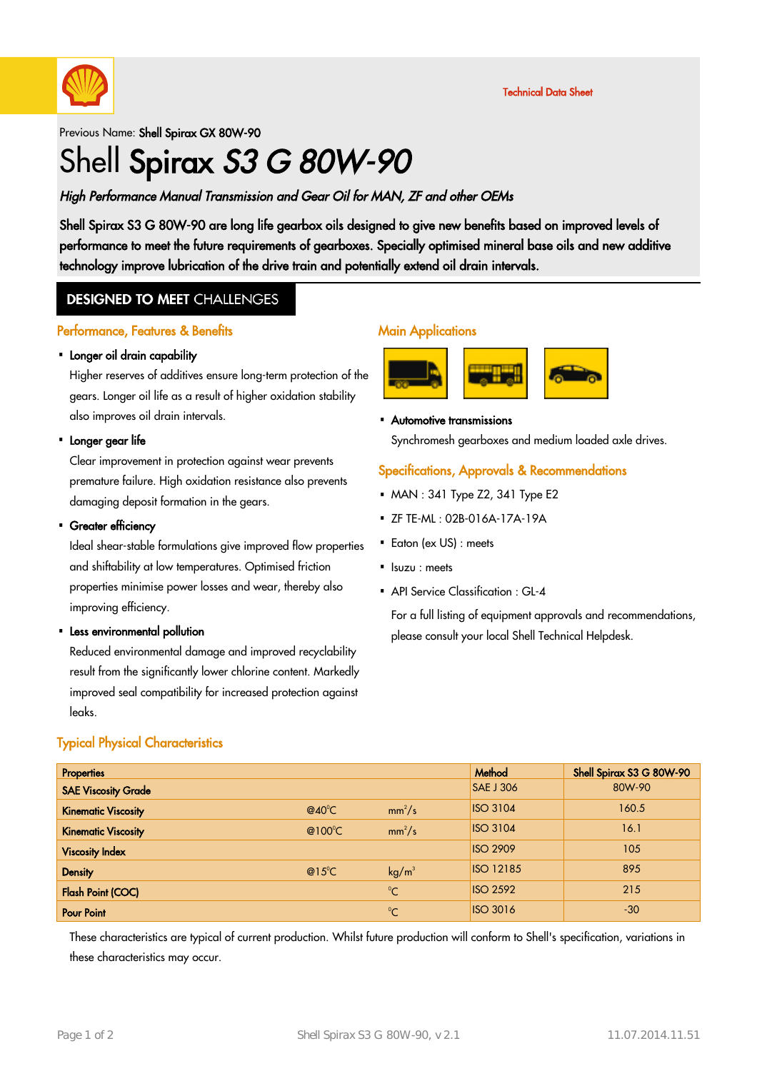Technical Data Sheet

Previous Name: **Shell Spirax GX 80W-90**

# Shell **Spirax** *S3 G 80W-90*

***High Performance Manual Transmission and Gear Oil for MAN, ZF and other OEMs***

**Shell Spirax S3 G 80W-90 are long life gearbox oils designed to give new benefits based on improved levels of performance to meet the future requirements of gearboxes. Specially optimised mineral base oils and new additive technology improve lubrication of the drive train and potentially extend oil drain intervals.**

## DESIGNED TO MEET CHALLENGES

### Performance, Features & Benefits

- **Longer oil drain capability**

  Higher reserves of additives ensure long-term protection of the gears. Longer oil life as a result of higher oxidation stability also improves oil drain intervals.

- **Longer gear life**

  Clear improvement in protection against wear prevents premature failure. High oxidation resistance also prevents damaging deposit formation in the gears.

- **Greater efficiency**

  Ideal shear-stable formulations give improved flow properties and shiftability at low temperatures. Optimised friction properties minimise power losses and wear, thereby also improving efficiency.

- **Less environmental pollution**

  Reduced environmental damage and improved recyclability result from the significantly lower chlorine content. Markedly improved seal compatibility for increased protection against leaks.

### Main Applications

- **Automotive transmissions**

  Synchromesh gearboxes and medium loaded axle drives.

### Specifications, Approvals & Recommendations

- MAN : 341 Type Z2, 341 Type E2
- ZF TE-ML : 02B-016A-17A-19A
- Eaton (ex US) : meets
- Isuzu : meets
- API Service Classification : GL-4

  For a full listing of equipment approvals and recommendations, please consult your local Shell Technical Helpdesk.

### Typical Physical Characteristics

| Properties | | | Method | Shell Spirax S3 G 80W-90 |
|---|---|---|---|---|
| SAE Viscosity Grade | | | SAE J 306 | 80W-90 |
| Kinematic Viscosity | @40°C | $mm^2/s$ | ISO 3104 | 160.5 |
| Kinematic Viscosity | @100°C | $mm^2/s$ | ISO 3104 | 16.1 |
| Viscosity Index | | | ISO 2909 | 105 |
| Density | @15°C | $kg/m^3$ | ISO 12185 | 895 |
| Flash Point (COC) | | °C | ISO 2592 | 215 |
| Pour Point | | °C | ISO 3016 | -30 |

These characteristics are typical of current production. Whilst future production will conform to Shell's specification, variations in these characteristics may occur.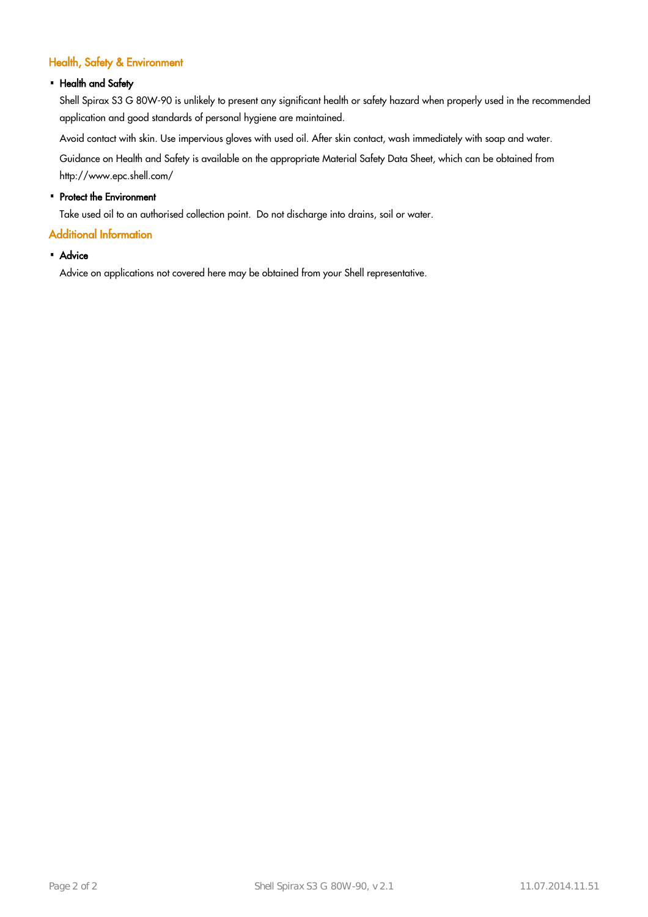## Health, Safety & Environment

- **Health and Safety**

  Shell Spirax S3 G 80W-90 is unlikely to present any significant health or safety hazard when properly used in the recommended application and good standards of personal hygiene are maintained.

  Avoid contact with skin. Use impervious gloves with used oil. After skin contact, wash immediately with soap and water.

  Guidance on Health and Safety is available on the appropriate Material Safety Data Sheet, which can be obtained from http://www.epc.shell.com/

- **Protect the Environment**

  Take used oil to an authorised collection point. Do not discharge into drains, soil or water.

## Additional Information

- **Advice**

  Advice on applications not covered here may be obtained from your Shell representative.